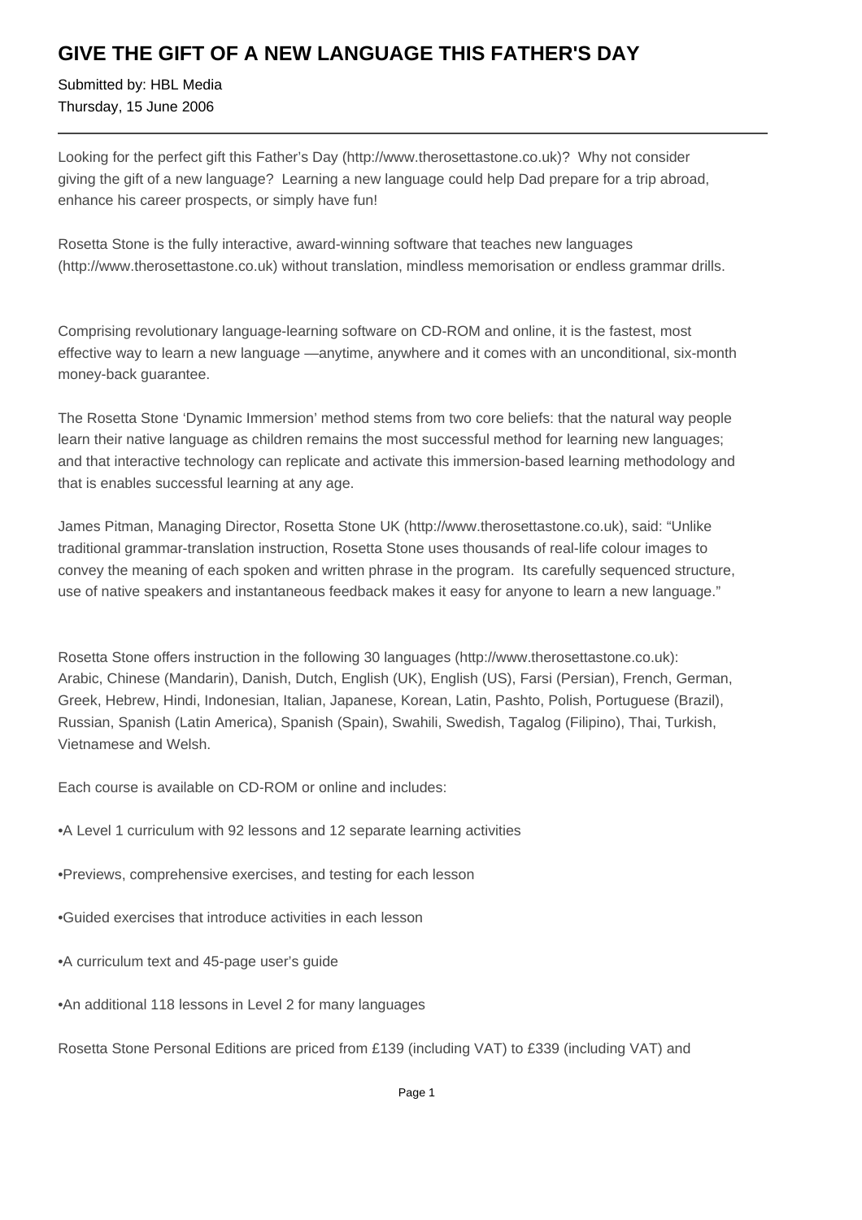# GIVE THE GIFT OF A NEW LANGUAGE THIS FATHER'S DAY

Submitted by: HBL Media
Thursday, 15 June 2006

---

Looking for the perfect gift this Father's Day (http://www.therosettastone.co.uk)? Why not consider giving the gift of a new language? Learning a new language could help Dad prepare for a trip abroad, enhance his career prospects, or simply have fun!

Rosetta Stone is the fully interactive, award-winning software that teaches new languages (http://www.therosettastone.co.uk) without translation, mindless memorisation or endless grammar drills.

Comprising revolutionary language-learning software on CD-ROM and online, it is the fastest, most effective way to learn a new language —anytime, anywhere and it comes with an unconditional, six-month money-back guarantee.

The Rosetta Stone 'Dynamic Immersion' method stems from two core beliefs: that the natural way people learn their native language as children remains the most successful method for learning new languages; and that interactive technology can replicate and activate this immersion-based learning methodology and that is enables successful learning at any age.

James Pitman, Managing Director, Rosetta Stone UK (http://www.therosettastone.co.uk), said: "Unlike traditional grammar-translation instruction, Rosetta Stone uses thousands of real-life colour images to convey the meaning of each spoken and written phrase in the program. Its carefully sequenced structure, use of native speakers and instantaneous feedback makes it easy for anyone to learn a new language."

Rosetta Stone offers instruction in the following 30 languages (http://www.therosettastone.co.uk): Arabic, Chinese (Mandarin), Danish, Dutch, English (UK), English (US), Farsi (Persian), French, German, Greek, Hebrew, Hindi, Indonesian, Italian, Japanese, Korean, Latin, Pashto, Polish, Portuguese (Brazil), Russian, Spanish (Latin America), Spanish (Spain), Swahili, Swedish, Tagalog (Filipino), Thai, Turkish, Vietnamese and Welsh.

Each course is available on CD-ROM or online and includes:

- A Level 1 curriculum with 92 lessons and 12 separate learning activities
- Previews, comprehensive exercises, and testing for each lesson
- Guided exercises that introduce activities in each lesson
- A curriculum text and 45-page user's guide
- An additional 118 lessons in Level 2 for many languages

Rosetta Stone Personal Editions are priced from £139 (including VAT) to £339 (including VAT) and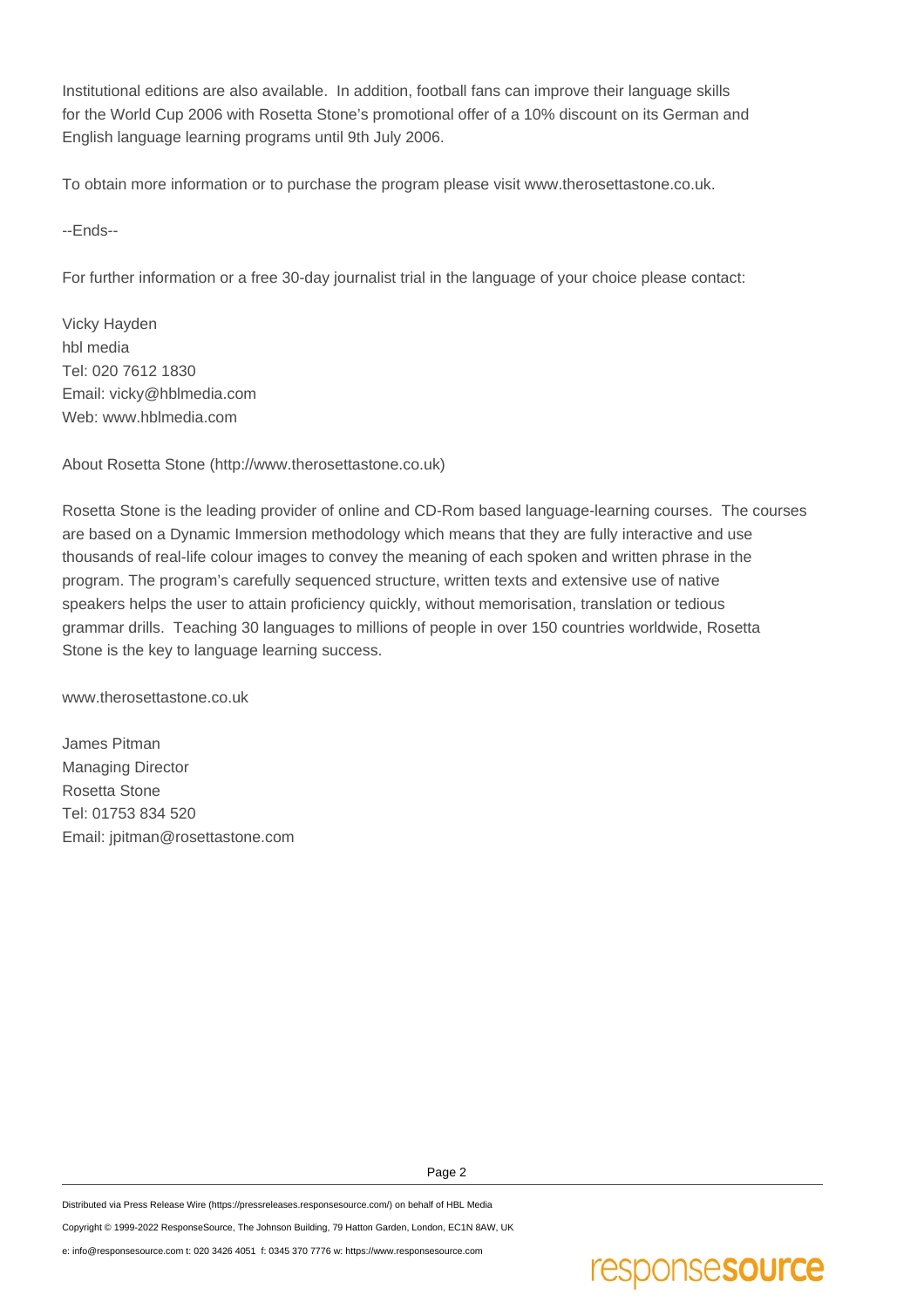Institutional editions are also available. In addition, football fans can improve their language skills for the World Cup 2006 with Rosetta Stone's promotional offer of a 10% discount on its German and English language learning programs until 9th July 2006.

To obtain more information or to purchase the program please visit www.therosettastone.co.uk.

--Ends--

For further information or a free 30-day journalist trial in the language of your choice please contact:

Vicky Hayden
hbl media
Tel: 020 7612 1830
Email: vicky@hblmedia.com
Web: www.hblmedia.com

About Rosetta Stone (http://www.therosettastone.co.uk)

Rosetta Stone is the leading provider of online and CD-Rom based language-learning courses. The courses are based on a Dynamic Immersion methodology which means that they are fully interactive and use thousands of real-life colour images to convey the meaning of each spoken and written phrase in the program. The program's carefully sequenced structure, written texts and extensive use of native speakers helps the user to attain proficiency quickly, without memorisation, translation or tedious grammar drills. Teaching 30 languages to millions of people in over 150 countries worldwide, Rosetta Stone is the key to language learning success.

www.therosettastone.co.uk

James Pitman
Managing Director
Rosetta Stone
Tel: 01753 834 520
Email: jpitman@rosettastone.com